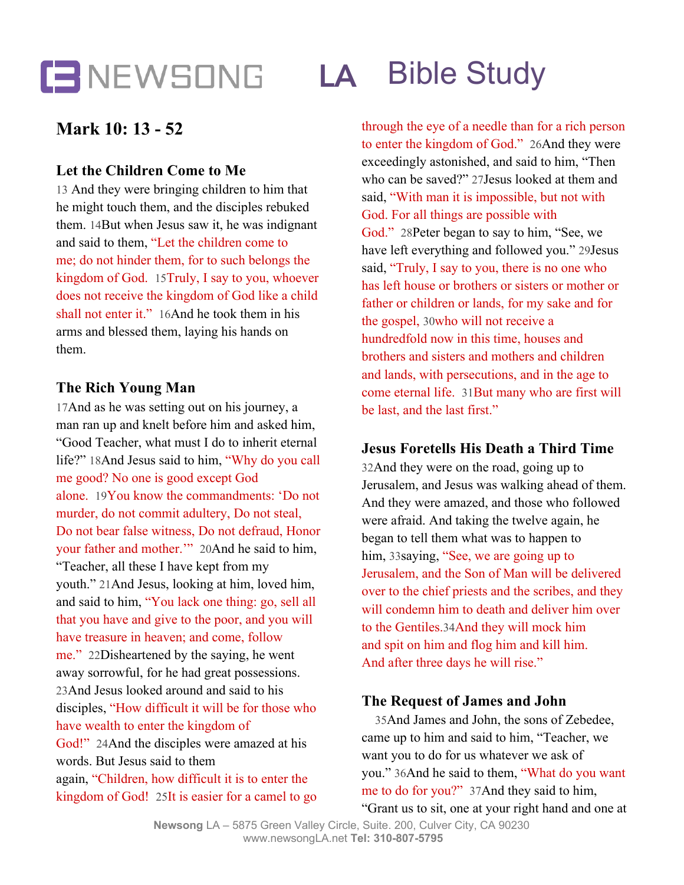# NEWSONG LA Bible Study

## Mark 10: 13 - 52

### Let the Children Come to Me

13 And they were bringing children to him that he might touch them, and the disciples rebuked them. 14But when Jesus saw it, he was indignant and said to them, "Let the children come to me; do not hinder them, for to such belongs the kingdom of God. 15Truly, I say to you, whoever does not receive the kingdom of God like a child shall not enter it." 16And he took them in his arms and blessed them, laying his hands on them.

### The Rich Young Man

17And as he was setting out on his journey, a man ran up and knelt before him and asked him, "Good Teacher, what must I do to inherit eternal life?" 18And Jesus said to him, "Why do you call me good? No one is good except God alone. 19You know the commandments: 'Do not murder, do not commit adultery, Do not steal, Do not bear false witness, Do not defraud, Honor your father and mother.'" 20And he said to him, "Teacher, all these I have kept from my youth." 21And Jesus, looking at him, loved him, and said to him, "You lack one thing: go, sell all that you have and give to the poor, and you will have treasure in heaven; and come, follow me." 22Disheartened by the saying, he went away sorrowful, for he had great possessions. 23And Jesus looked around and said to his disciples, "How difficult it will be for those who have wealth to enter the kingdom of God!" 24And the disciples were amazed at his words. But Jesus said to them again, "Children, how difficult it is to enter the kingdom of God! 25It is easier for a camel to go through the eye of a needle than for a rich person to enter the kingdom of God." 26And they were exceedingly astonished, and said to him, "Then who can be saved?" 27Jesus looked at them and said, "With man it is impossible, but not with God. For all things are possible with God." 28Peter began to say to him, "See, we have left everything and followed you." 29Jesus said, "Truly, I say to you, there is no one who has left house or brothers or sisters or mother or father or children or lands, for my sake and for the gospel, 30who will not receive a hundredfold now in this time, houses and brothers and sisters and mothers and children and lands, with persecutions, and in the age to come eternal life. 31But many who are first will be last, and the last first."

### Jesus Foretells His Death a Third Time

32And they were on the road, going up to Jerusalem, and Jesus was walking ahead of them. And they were amazed, and those who followed were afraid. And taking the twelve again, he began to tell them what was to happen to him, 33saying, "See, we are going up to Jerusalem, and the Son of Man will be delivered over to the chief priests and the scribes, and they will condemn him to death and deliver him over to the Gentiles.34And they will mock him and spit on him and flog him and kill him. And after three days he will rise."

### The Request of James and John

35And James and John, the sons of Zebedee, came up to him and said to him, "Teacher, we want you to do for us whatever we ask of you." 36And he said to them, "What do you want me to do for you?" 37And they said to him, "Grant us to sit, one at your right hand and one at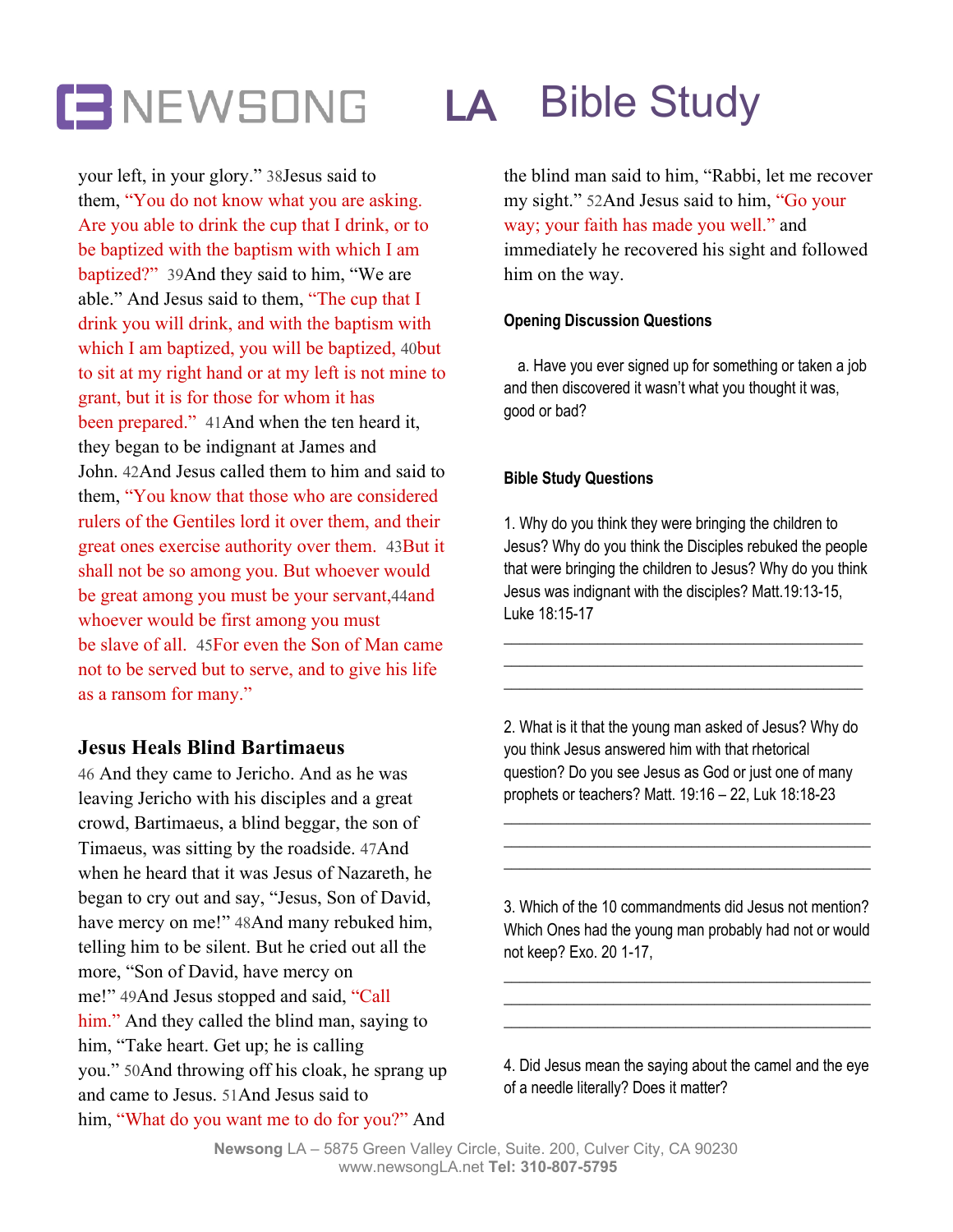your left, in your glory." 38Jesus said to them, "You do not know what you are asking. Are you able to drink the cup that I drink, or to be baptized with the baptism with which I am baptized?" 39And they said to him, "We are able." And Jesus said to them, "The cup that I drink you will drink, and with the baptism with which I am baptized, you will be baptized, 40but to sit at my right hand or at my left is not mine to grant, but it is for those for whom it has been prepared." 41And when the ten heard it, they began to be indignant at James and John. 42And Jesus called them to him and said to them, "You know that those who are considered rulers of the Gentiles lord it over them, and their great ones exercise authority over them. 43But it shall not be so among you. But whoever would be great among you must be your servant,44and whoever would be first among you must be slave of all. 45For even the Son of Man came not to be served but to serve, and to give his life as a ransom for many."

### Jesus Heals Blind Bartimaeus

46 And they came to Jericho. And as he was leaving Jericho with his disciples and a great crowd, Bartimaeus, a blind beggar, the son of Timaeus, was sitting by the roadside. 47And when he heard that it was Jesus of Nazareth, he began to cry out and say, "Jesus, Son of David, have mercy on me!" 48And many rebuked him, telling him to be silent. But he cried out all the more, "Son of David, have mercy on me!" 49And Jesus stopped and said, "Call him." And they called the blind man, saying to him, "Take heart. Get up; he is calling you." 50And throwing off his cloak, he sprang up and came to Jesus. 51And Jesus said to him, "What do you want me to do for you?" And the blind man said to him, "Rabbi, let me recover my sight." 52And Jesus said to him, "Go your way; your faith has made you well." and immediately he recovered his sight and followed him on the way.

**Opening Discussion Questions**

a. Have you ever signed up for something or taken a job and then discovered it wasn't what you thought it was, good or bad?

**Bible Study Questions**

1. Why do you think they were bringing the children to Jesus? Why do you think the Disciples rebuked the people that were bringing the children to Jesus? Why do you think Jesus was indignant with the disciples? Matt.19:13-15, Luke 18:15-17

\_\_\_\_\_\_\_\_\_\_\_\_\_\_\_\_\_\_\_\_\_\_\_\_\_\_\_\_\_\_\_\_\_\_\_\_\_\_\_\_\_\_
\_\_\_\_\_\_\_\_\_\_\_\_\_\_\_\_\_\_\_\_\_\_\_\_\_\_\_\_\_\_\_\_\_\_\_\_\_\_\_\_\_\_
\_\_\_\_\_\_\_\_\_\_\_\_\_\_\_\_\_\_\_\_\_\_\_\_\_\_\_\_\_\_\_\_\_\_\_\_\_\_\_\_\_\_

2. What is it that the young man asked of Jesus? Why do you think Jesus answered him with that rhetorical question? Do you see Jesus as God or just one of many prophets or teachers? Matt. 19:16 – 22, Luk 18:18-23

\_\_\_\_\_\_\_\_\_\_\_\_\_\_\_\_\_\_\_\_\_\_\_\_\_\_\_\_\_\_\_\_\_\_\_\_\_\_\_\_\_\_
\_\_\_\_\_\_\_\_\_\_\_\_\_\_\_\_\_\_\_\_\_\_\_\_\_\_\_\_\_\_\_\_\_\_\_\_\_\_\_\_\_\_
\_\_\_\_\_\_\_\_\_\_\_\_\_\_\_\_\_\_\_\_\_\_\_\_\_\_\_\_\_\_\_\_\_\_\_\_\_\_\_\_\_\_

3. Which of the 10 commandments did Jesus not mention? Which Ones had the young man probably had not or would not keep? Exo. 20 1-17,

\_\_\_\_\_\_\_\_\_\_\_\_\_\_\_\_\_\_\_\_\_\_\_\_\_\_\_\_\_\_\_\_\_\_\_\_\_\_\_\_\_\_
\_\_\_\_\_\_\_\_\_\_\_\_\_\_\_\_\_\_\_\_\_\_\_\_\_\_\_\_\_\_\_\_\_\_\_\_\_\_\_\_\_\_
\_\_\_\_\_\_\_\_\_\_\_\_\_\_\_\_\_\_\_\_\_\_\_\_\_\_\_\_\_\_\_\_\_\_\_\_\_\_\_\_\_\_

4. Did Jesus mean the saying about the camel and the eye of a needle literally? Does it matter?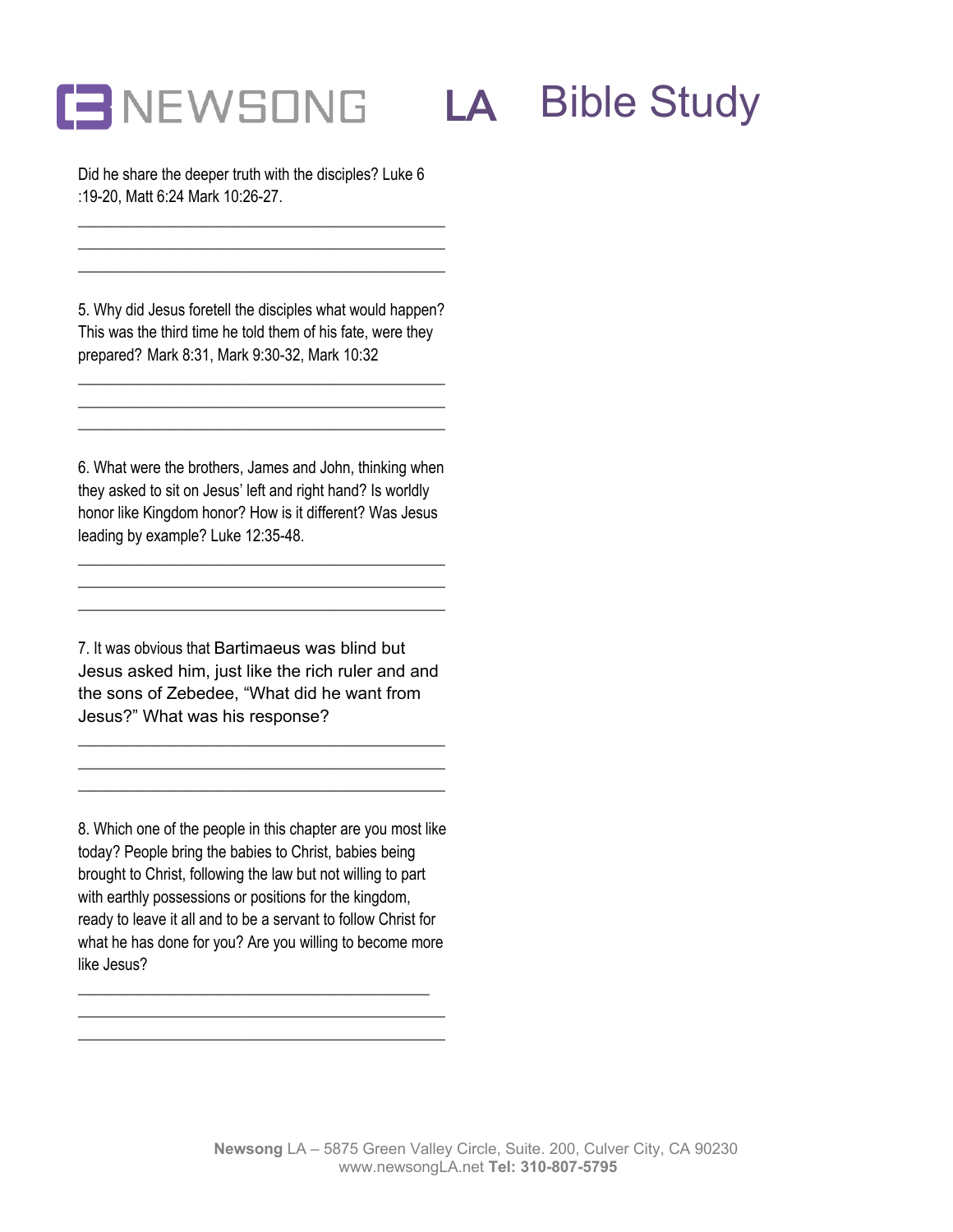Did he share the deeper truth with the disciples? Luke 6 :19-20, Matt 6:24 Mark 10:26-27.

______________________________________________
______________________________________________
______________________________________________

5. Why did Jesus foretell the disciples what would happen? This was the third time he told them of his fate, were they prepared? Mark 8:31, Mark 9:30-32, Mark 10:32

______________________________________________
______________________________________________
______________________________________________

6. What were the brothers, James and John, thinking when they asked to sit on Jesus' left and right hand? Is worldly honor like Kingdom honor? How is it different? Was Jesus leading by example? Luke 12:35-48.

______________________________________________
______________________________________________
______________________________________________

7. It was obvious that Bartimaeus was blind but Jesus asked him, just like the rich ruler and and the sons of Zebedee, "What did he want from Jesus?" What was his response?

______________________________________________
______________________________________________
______________________________________________

8. Which one of the people in this chapter are you most like today? People bring the babies to Christ, babies being brought to Christ, following the law but not willing to part with earthly possessions or positions for the kingdom, ready to leave it all and to be a servant to follow Christ for what he has done for you? Are you willing to become more like Jesus?

______________________________________________
______________________________________________
______________________________________________